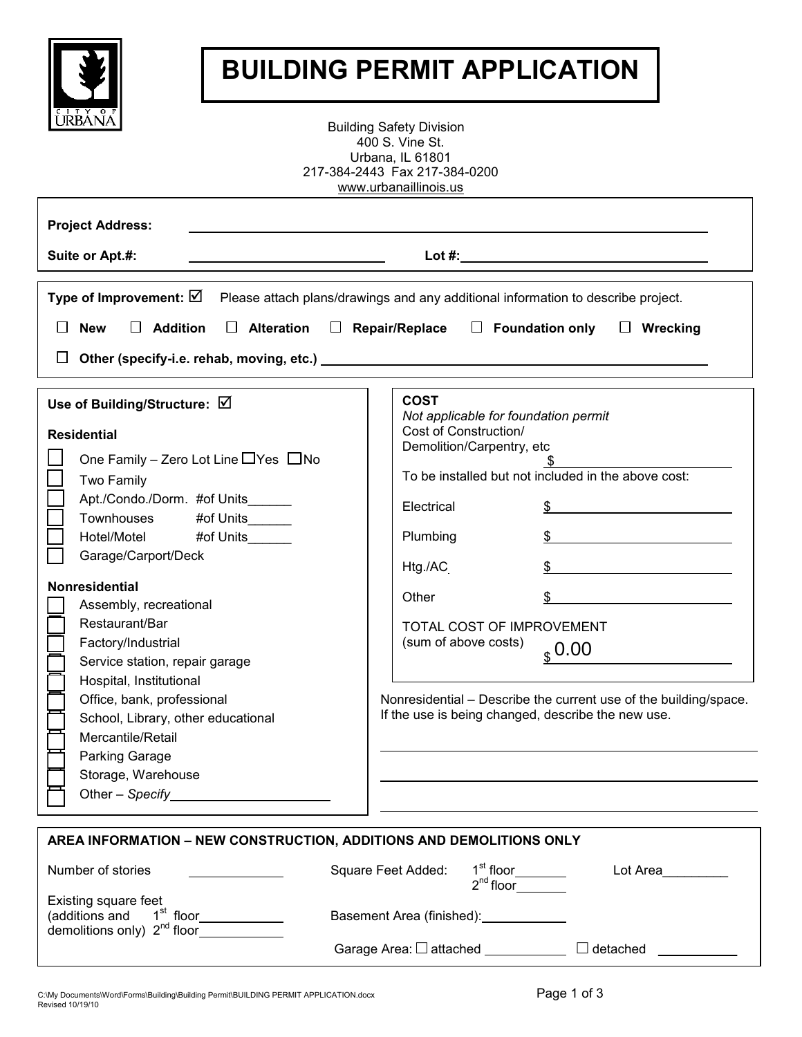CITY OF URBANA

# BUILDING PERMIT APPLICATION

Building Safety Division
400 S. Vine St.
Urbana, IL 61801
217-384-2443 Fax 217-384-0200
www.urbanaillinois.us

**Project Address:** ______________________________________________

**Suite or Apt.#:** ____________________ **Lot #:** ____________________

---

**Type of Improvement:** ☑ Please attach plans/drawings and any additional information to describe project.

☐ **New** ☐ **Addition** ☐ **Alteration** ☐ **Repair/Replace** ☐ **Foundation only** ☐ **Wrecking**

☐ **Other (specify-i.e. rehab, moving, etc.)** ______________________________________________

---

**Use of Building/Structure:** ☑

**Residential**

- ☐ One Family – Zero Lot Line ☐Yes ☐No
- ☐ Two Family
- ☐ Apt./Condo./Dorm. #of Units______
- ☐ Townhouses #of Units______
- ☐ Hotel/Motel #of Units______
- ☐ Garage/Carport/Deck

**Nonresidential**

- ☐ Assembly, recreational
- ☐ Restaurant/Bar
- ☐ Factory/Industrial
- ☐ Service station, repair garage
- ☐ Hospital, Institutional
- ☐ Office, bank, professional
- ☐ School, Library, other educational
- ☐ Mercantile/Retail
- ☐ Parking Garage
- ☐ Storage, Warehouse
- ☐ Other – *Specify*____________________

**COST**

*Not applicable for foundation permit*

Cost of Construction/
Demolition/Carpentry, etc $____________________

To be installed but not included in the above cost:

| | |
|---|---|
| Electrical | $____________________ |
| Plumbing | $____________________ |
| Htg./AC | $____________________ |
| Other | $____________________ |

TOTAL COST OF IMPROVEMENT
(sum of above costs) $ 0.00

Nonresidential – Describe the current use of the building/space. If the use is being changed, describe the new use.

______________________________________________

______________________________________________

______________________________________________

---

**AREA INFORMATION – NEW CONSTRUCTION, ADDITIONS AND DEMOLITIONS ONLY**

Number of stories ____________

Square Feet Added: 1st floor_______ 2nd floor_______

Lot Area_________

Existing square feet (additions and demolitions only) 1st floor___________ 2nd floor___________

Basement Area (finished):___________

Garage Area: ☐ attached ___________ ☐ detached ___________

C:\My Documents\Word\Forms\Building\Building Permit\BUILDING PERMIT APPLICATION.docx
Revised 10/19/10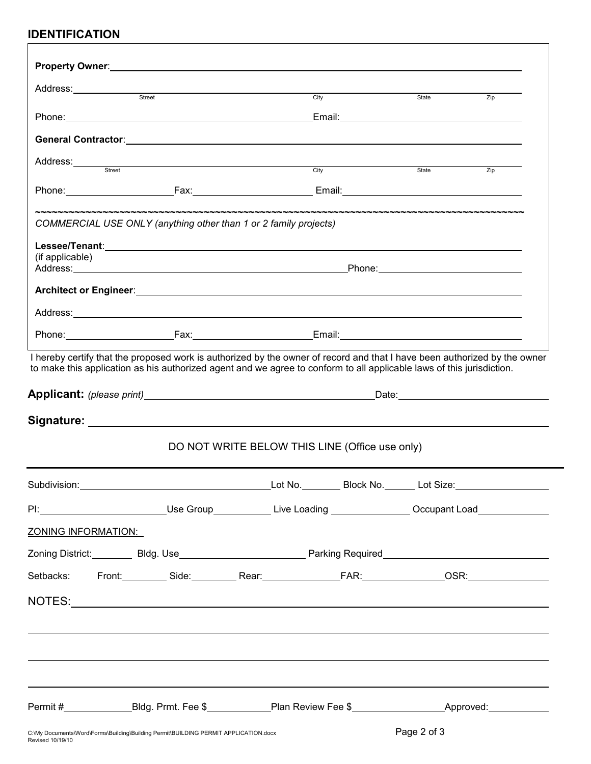## IDENTIFICATION

**Property Owner**: ______________________________

Address: ______________________________
Street / City / State / Zip

Phone: ______________________ Email: ______________________

**General Contractor**: ______________________________

Address: ______________________________
Street / City / State / Zip

Phone: ______________ Fax: ______________ Email: ______________

~~~~~~~~~~~~~~~~~~~~~~~~~~~~~~~~~~~~~~~~~~~~~~~~~~~~~~~~~~~~~~~~~~~~~~~~~~~~~~~~~~~~~~~~

*COMMERCIAL USE ONLY (anything other than 1 or 2 family projects)*

**Lessee/Tenant**: ______________________________
(if applicable)
Address: ______________________ Phone: ______________________

**Architect or Engineer**: ______________________________

Address: ______________________________

Phone: ______________ Fax: ______________ Email: ______________

I hereby certify that the proposed work is authorized by the owner of record and that I have been authorized by the owner to make this application as his authorized agent and we agree to conform to all applicable laws of this jurisdiction.

**Applicant:** *(please print)* ______________________ Date: ______________

**Signature:** ______________________________

DO NOT WRITE BELOW THIS LINE (Office use only)

---

Subdivision: ______________ Lot No. ______ Block No. ______ Lot Size: ______________

PI: ______________ Use Group ______ Live Loading ______ Occupant Load ______

ZONING INFORMATION:

Zoning District: ______ Bldg. Use ______________ Parking Required ______________

Setbacks: Front: ______ Side: ______ Rear: ______ FAR: ______ OSR: ______

NOTES: ______________________________

Permit # ______ Bldg. Prmt. Fee $ ______ Plan Review Fee $ ______ Approved: ______

C:\My Documents\Word\Forms\Building\Building Permit\BUILDING PERMIT APPLICATION.docx
Revised 10/19/10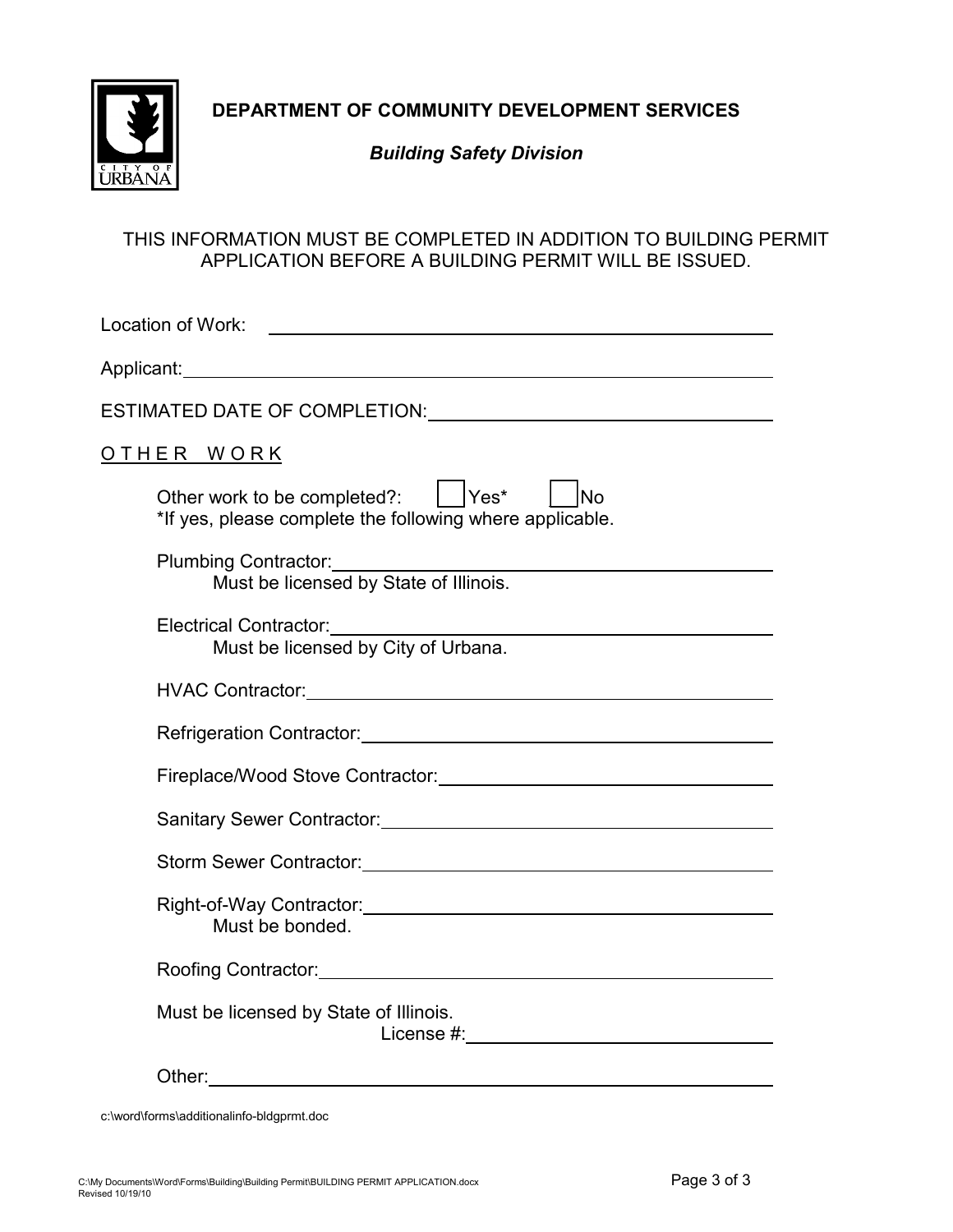**DEPARTMENT OF COMMUNITY DEVELOPMENT SERVICES**

***Building Safety Division***

THIS INFORMATION MUST BE COMPLETED IN ADDITION TO BUILDING PERMIT APPLICATION BEFORE A BUILDING PERMIT WILL BE ISSUED.

Location of Work: ______________________________

Applicant: ______________________________

ESTIMATED DATE OF COMPLETION: ______________________________

O T H E R   W O R K

Other work to be completed?: ☐ Yes* ☐ No
*If yes, please complete the following where applicable.

Plumbing Contractor: ______________________________
Must be licensed by State of Illinois.

Electrical Contractor: ______________________________
Must be licensed by City of Urbana.

HVAC Contractor: ______________________________

Refrigeration Contractor: ______________________________

Fireplace/Wood Stove Contractor: ______________________________

Sanitary Sewer Contractor: ______________________________

Storm Sewer Contractor: ______________________________

Right-of-Way Contractor: ______________________________
Must be bonded.

Roofing Contractor: ______________________________

Must be licensed by State of Illinois.
License #: ______________________________

Other: ______________________________

c:\word\forms\additionalinfo-bldgprmt.doc

C:\My Documents\Word\Forms\Building\Building Permit\BUILDING PERMIT APPLICATION.docx
Revised 10/19/10